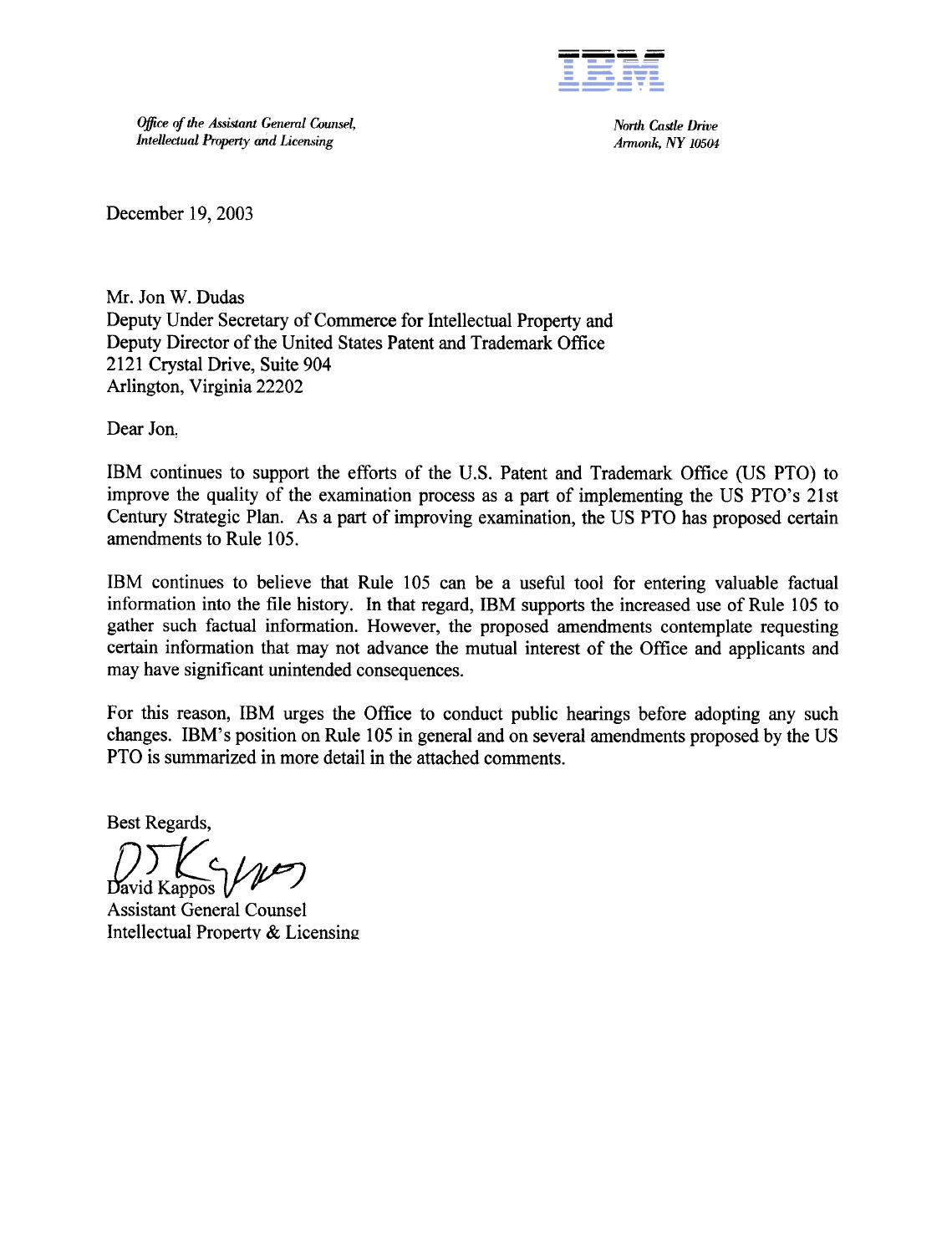**IBM**

*Office of the Assistant General Counsel,*
*Intellectual Property and Licensing*

*North Castle Drive*
*Armonk, NY 10504*

December 19, 2003

Mr. Jon W. Dudas
Deputy Under Secretary of Commerce for Intellectual Property and
Deputy Director of the United States Patent and Trademark Office
2121 Crystal Drive, Suite 904
Arlington, Virginia 22202

Dear Jon,

IBM continues to support the efforts of the U.S. Patent and Trademark Office (US PTO) to improve the quality of the examination process as a part of implementing the US PTO's 21st Century Strategic Plan. As a part of improving examination, the US PTO has proposed certain amendments to Rule 105.

IBM continues to believe that Rule 105 can be a useful tool for entering valuable factual information into the file history. In that regard, IBM supports the increased use of Rule 105 to gather such factual information. However, the proposed amendments contemplate requesting certain information that may not advance the mutual interest of the Office and applicants and may have significant unintended consequences.

For this reason, IBM urges the Office to conduct public hearings before adopting any such changes. IBM's position on Rule 105 in general and on several amendments proposed by the US PTO is summarized in more detail in the attached comments.

Best Regards,

David Kappos
Assistant General Counsel
Intellectual Property & Licensing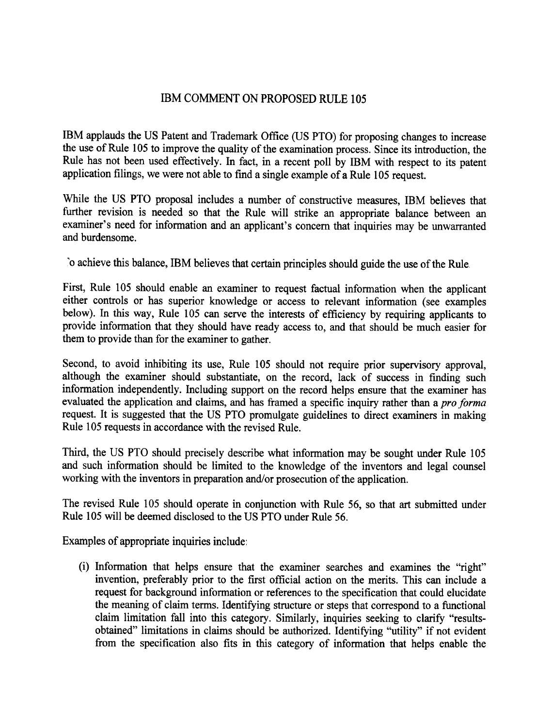# IBM COMMENT ON PROPOSED RULE 105

IBM applauds the US Patent and Trademark Office (US PTO) for proposing changes to increase the use of Rule 105 to improve the quality of the examination process. Since its introduction, the Rule has not been used effectively. In fact, in a recent poll by IBM with respect to its patent application filings, we were not able to find a single example of a Rule 105 request.

While the US PTO proposal includes a number of constructive measures, IBM believes that further revision is needed so that the Rule will strike an appropriate balance between an examiner's need for information and an applicant's concern that inquiries may be unwarranted and burdensome.

To achieve this balance, IBM believes that certain principles should guide the use of the Rule.

First, Rule 105 should enable an examiner to request factual information when the applicant either controls or has superior knowledge or access to relevant information (see examples below). In this way, Rule 105 can serve the interests of efficiency by requiring applicants to provide information that they should have ready access to, and that should be much easier for them to provide than for the examiner to gather.

Second, to avoid inhibiting its use, Rule 105 should not require prior supervisory approval, although the examiner should substantiate, on the record, lack of success in finding such information independently. Including support on the record helps ensure that the examiner has evaluated the application and claims, and has framed a specific inquiry rather than a *pro forma* request. It is suggested that the US PTO promulgate guidelines to direct examiners in making Rule 105 requests in accordance with the revised Rule.

Third, the US PTO should precisely describe what information may be sought under Rule 105 and such information should be limited to the knowledge of the inventors and legal counsel working with the inventors in preparation and/or prosecution of the application.

The revised Rule 105 should operate in conjunction with Rule 56, so that art submitted under Rule 105 will be deemed disclosed to the US PTO under Rule 56.

Examples of appropriate inquiries include:

(i) Information that helps ensure that the examiner searches and examines the "right" invention, preferably prior to the first official action on the merits. This can include a request for background information or references to the specification that could elucidate the meaning of claim terms. Identifying structure or steps that correspond to a functional claim limitation fall into this category. Similarly, inquiries seeking to clarify "results-obtained" limitations in claims should be authorized. Identifying "utility" if not evident from the specification also fits in this category of information that helps enable the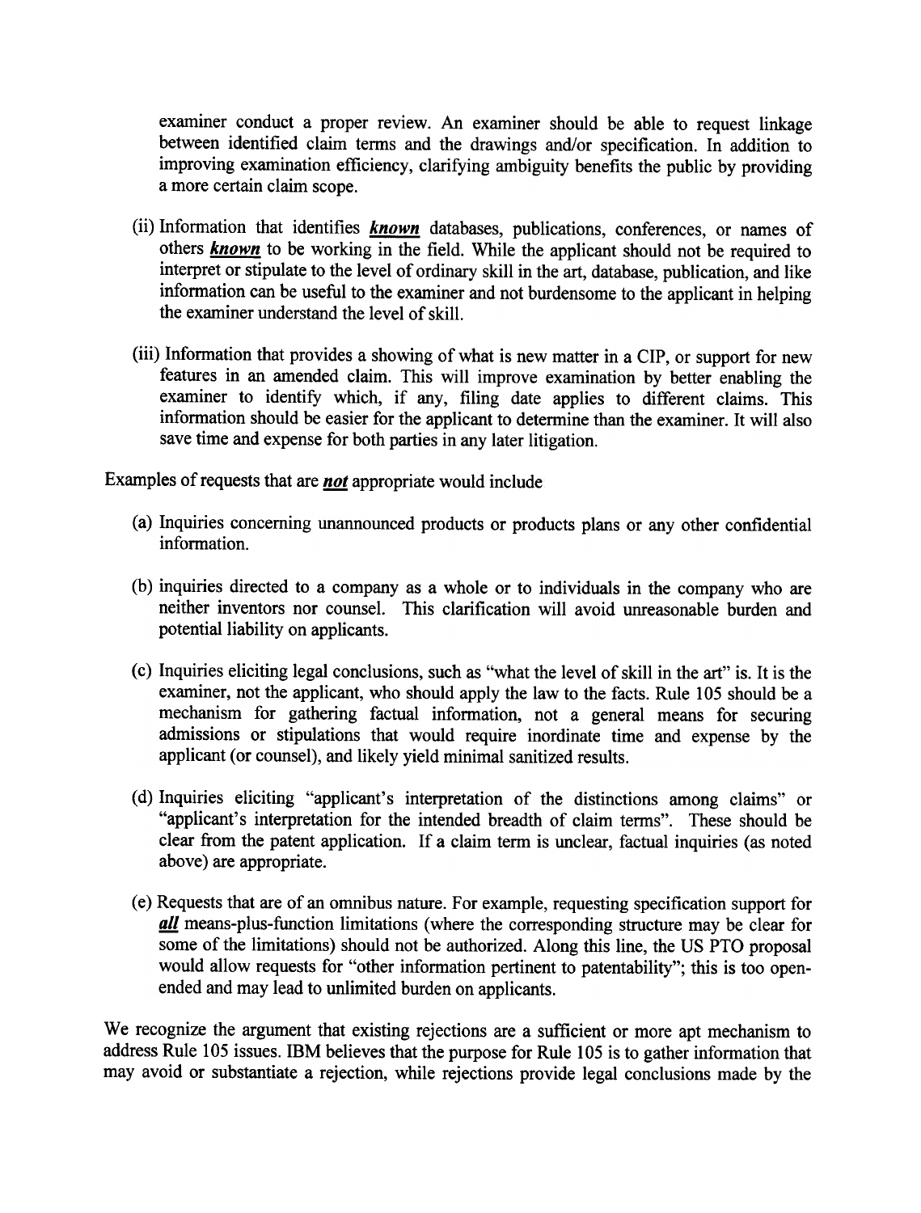examiner conduct a proper review. An examiner should be able to request linkage between identified claim terms and the drawings and/or specification. In addition to improving examination efficiency, clarifying ambiguity benefits the public by providing a more certain claim scope.

(ii) Information that identifies ***known*** databases, publications, conferences, or names of others ***known*** to be working in the field. While the applicant should not be required to interpret or stipulate to the level of ordinary skill in the art, database, publication, and like information can be useful to the examiner and not burdensome to the applicant in helping the examiner understand the level of skill.

(iii) Information that provides a showing of what is new matter in a CIP, or support for new features in an amended claim. This will improve examination by better enabling the examiner to identify which, if any, filing date applies to different claims. This information should be easier for the applicant to determine than the examiner. It will also save time and expense for both parties in any later litigation.

Examples of requests that are ***not*** appropriate would include

(a) Inquiries concerning unannounced products or products plans or any other confidential information.

(b) inquiries directed to a company as a whole or to individuals in the company who are neither inventors nor counsel. This clarification will avoid unreasonable burden and potential liability on applicants.

(c) Inquiries eliciting legal conclusions, such as "what the level of skill in the art" is. It is the examiner, not the applicant, who should apply the law to the facts. Rule 105 should be a mechanism for gathering factual information, not a general means for securing admissions or stipulations that would require inordinate time and expense by the applicant (or counsel), and likely yield minimal sanitized results.

(d) Inquiries eliciting "applicant's interpretation of the distinctions among claims" or "applicant's interpretation for the intended breadth of claim terms". These should be clear from the patent application. If a claim term is unclear, factual inquiries (as noted above) are appropriate.

(e) Requests that are of an omnibus nature. For example, requesting specification support for ***all*** means-plus-function limitations (where the corresponding structure may be clear for some of the limitations) should not be authorized. Along this line, the US PTO proposal would allow requests for "other information pertinent to patentability"; this is too open-ended and may lead to unlimited burden on applicants.

We recognize the argument that existing rejections are a sufficient or more apt mechanism to address Rule 105 issues. IBM believes that the purpose for Rule 105 is to gather information that may avoid or substantiate a rejection, while rejections provide legal conclusions made by the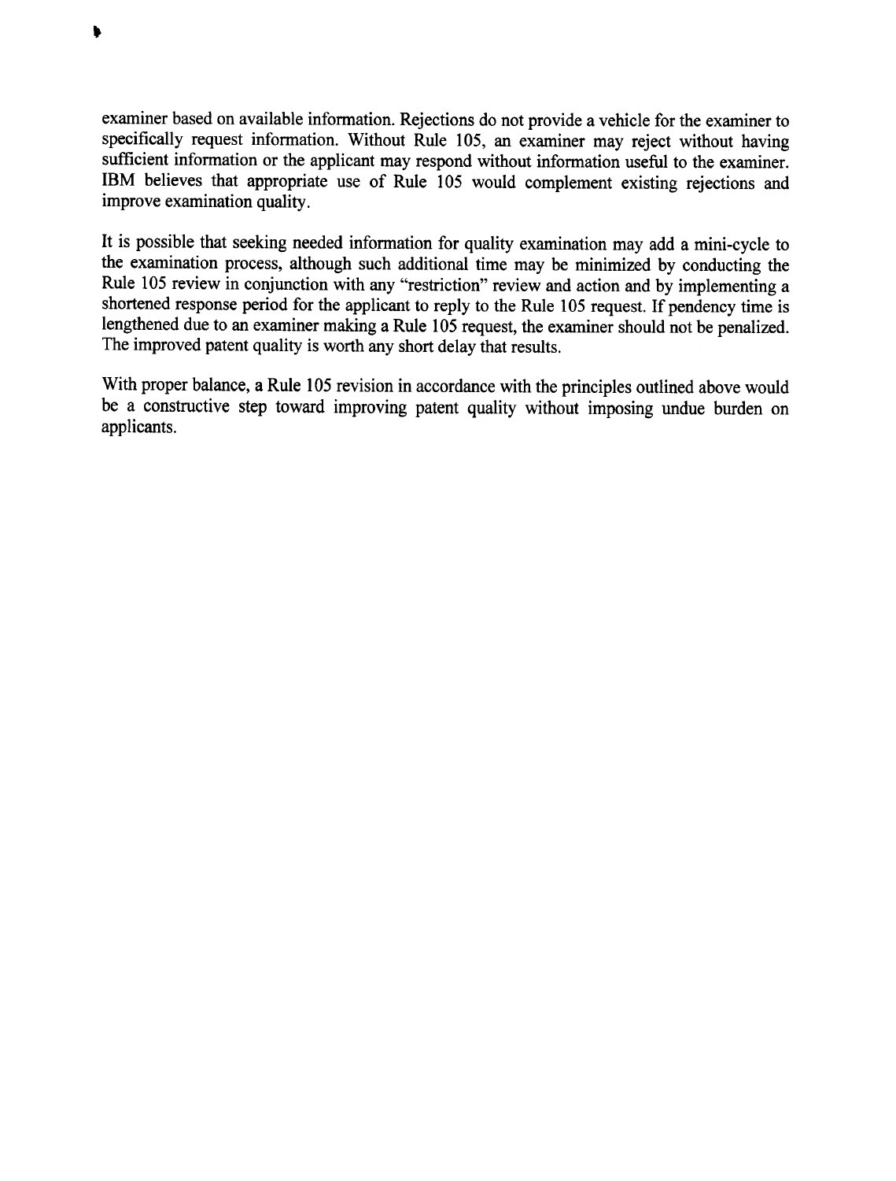examiner based on available information. Rejections do not provide a vehicle for the examiner to specifically request information. Without Rule 105, an examiner may reject without having sufficient information or the applicant may respond without information useful to the examiner. IBM believes that appropriate use of Rule 105 would complement existing rejections and improve examination quality.

It is possible that seeking needed information for quality examination may add a mini-cycle to the examination process, although such additional time may be minimized by conducting the Rule 105 review in conjunction with any "restriction" review and action and by implementing a shortened response period for the applicant to reply to the Rule 105 request. If pendency time is lengthened due to an examiner making a Rule 105 request, the examiner should not be penalized. The improved patent quality is worth any short delay that results.

With proper balance, a Rule 105 revision in accordance with the principles outlined above would be a constructive step toward improving patent quality without imposing undue burden on applicants.